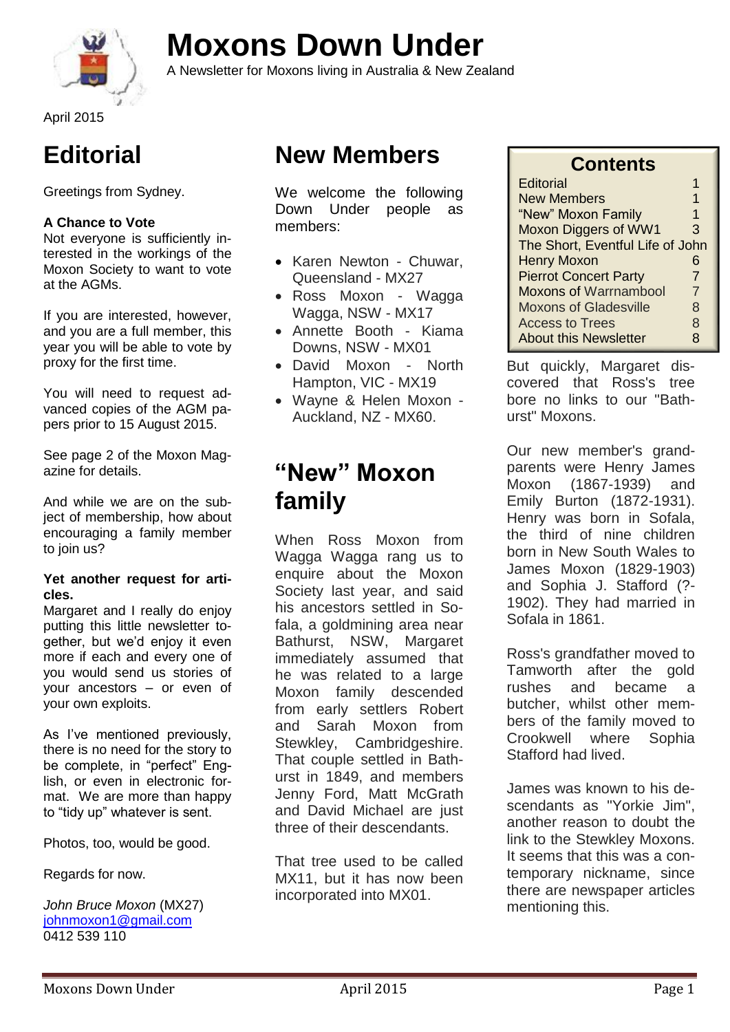# Moxons Down Under

A Newsletter for Moxons living in Australia & New Zealand

April 2015

## Editorial

Greetings from Sydney.

**A Chance to Vote**
Not everyone is sufficiently interested in the workings of the Moxon Society to want to vote at the AGMs.

If you are interested, however, and you are a full member, this year you will be able to vote by proxy for the first time.

You will need to request advanced copies of the AGM papers prior to 15 August 2015.

See page 2 of the Moxon Magazine for details.

And while we are on the subject of membership, how about encouraging a family member to join us?

**Yet another request for articles.**
Margaret and I really do enjoy putting this little newsletter together, but we'd enjoy it even more if each and every one of you would send us stories of your ancestors – or even of your own exploits.

As I've mentioned previously, there is no need for the story to be complete, in "perfect" English, or even in electronic format. We are more than happy to "tidy up" whatever is sent.

Photos, too, would be good.

Regards for now.

*John Bruce Moxon* (MX27)
johnmoxon1@gmail.com
0412 539 110

## New Members

We welcome the following Down Under people as members:

- Karen Newton - Chuwar, Queensland - MX27
- Ross Moxon - Wagga Wagga, NSW - MX17
- Annette Booth - Kiama Downs, NSW - MX01
- David Moxon - North Hampton, VIC - MX19
- Wayne & Helen Moxon - Auckland, NZ - MX60.

## "New" Moxon family

When Ross Moxon from Wagga Wagga rang us to enquire about the Moxon Society last year, and said his ancestors settled in Sofala, a goldmining area near Bathurst, NSW, Margaret immediately assumed that he was related to a large Moxon family descended from early settlers Robert and Sarah Moxon from Stewkley, Cambridgeshire. That couple settled in Bathurst in 1849, and members Jenny Ford, Matt McGrath and David Michael are just three of their descendants.

That tree used to be called MX11, but it has now been incorporated into MX01.

But quickly, Margaret discovered that Ross's tree bore no links to our "Bathurst" Moxons.

Our new member's grandparents were Henry James Moxon (1867-1939) and Emily Burton (1872-1931). Henry was born in Sofala, the third of nine children born in New South Wales to James Moxon (1829-1903) and Sophia J. Stafford (?-1902). They had married in Sofala in 1861.

Ross's grandfather moved to Tamworth after the gold rushes and became a butcher, whilst other members of the family moved to Crookwell where Sophia Stafford had lived.

James was known to his descendants as "Yorkie Jim", another reason to doubt the link to the Stewkley Moxons. It seems that this was a contemporary nickname, since there are newspaper articles mentioning this.

| Contents | |
|---|---|
| Editorial | 1 |
| New Members | 1 |
| "New" Moxon Family | 1 |
| Moxon Diggers of WW1 | 3 |
| The Short, Eventful Life of John Henry Moxon | 6 |
| Pierrot Concert Party | 7 |
| Moxons of Warrnambool | 7 |
| Moxons of Gladesville | 8 |
| Access to Trees | 8 |
| About this Newsletter | 8 |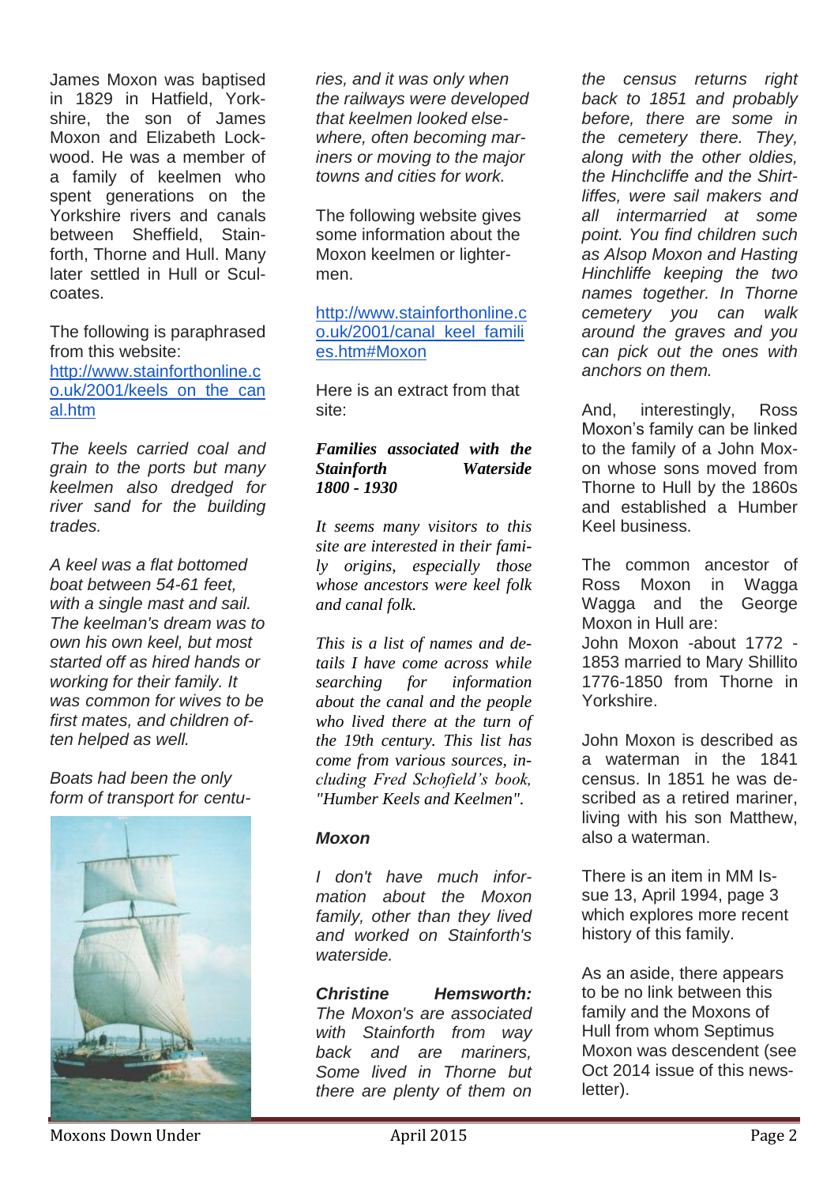James Moxon was baptised in 1829 in Hatfield, Yorkshire, the son of James Moxon and Elizabeth Lockwood. He was a member of a family of keelmen who spent generations on the Yorkshire rivers and canals between Sheffield, Stainforth, Thorne and Hull. Many later settled in Hull or Sculcoates.

The following is paraphrased from this website:
http://www.stainforthonline.co.uk/2001/keels_on_the_canal.htm

*The keels carried coal and grain to the ports but many keelmen also dredged for river sand for the building trades.*

*A keel was a flat bottomed boat between 54-61 feet, with a single mast and sail. The keelman's dream was to own his own keel, but most started off as hired hands or working for their family. It was common for wives to be first mates, and children often helped as well.*

*Boats had been the only form of transport for centuries, and it was only when the railways were developed that keelmen looked elsewhere, often becoming mariners or moving to the major towns and cities for work.*

The following website gives some information about the Moxon keelmen or lightermen.

http://www.stainforthonline.co.uk/2001/canal_keel_families.htm#Moxon

Here is an extract from that site:

***Families associated with the Stainforth Waterside 1800 - 1930***

*It seems many visitors to this site are interested in their family origins, especially those whose ancestors were keel folk and canal folk.*

*This is a list of names and details I have come across while searching for information about the canal and the people who lived there at the turn of the 19th century. This list has come from various sources, including Fred Schofield's book, "Humber Keels and Keelmen".*

***Moxon***

*I don't have much information about the Moxon family, other than they lived and worked on Stainforth's waterside.*

***Christine Hemsworth:*** *The Moxon's are associated with Stainforth from way back and are mariners, Some lived in Thorne but there are plenty of them on the census returns right back to 1851 and probably before, there are some in the cemetery there. They, along with the other oldies, the Hinchcliffe and the Shirtliffes, were sail makers and all intermarried at some point. You find children such as Alsop Moxon and Hasting Hinchliffe keeping the two names together. In Thorne cemetery you can walk around the graves and you can pick out the ones with anchors on them.*

And, interestingly, Ross Moxon's family can be linked to the family of a John Moxon on whose sons moved from Thorne to Hull by the 1860s and established a Humber Keel business.

The common ancestor of Ross Moxon in Wagga Wagga and the George Moxon in Hull are:
John Moxon -about 1772 - 1853 married to Mary Shillito 1776-1850 from Thorne in Yorkshire.

John Moxon is described as a waterman in the 1841 census. In 1851 he was described as a retired mariner, living with his son Matthew, also a waterman.

There is an item in MM Issue 13, April 1994, page 3 which explores more recent history of this family.

As an aside, there appears to be no link between this family and the Moxons of Hull from whom Septimus Moxon was descendent (see Oct 2014 issue of this newsletter).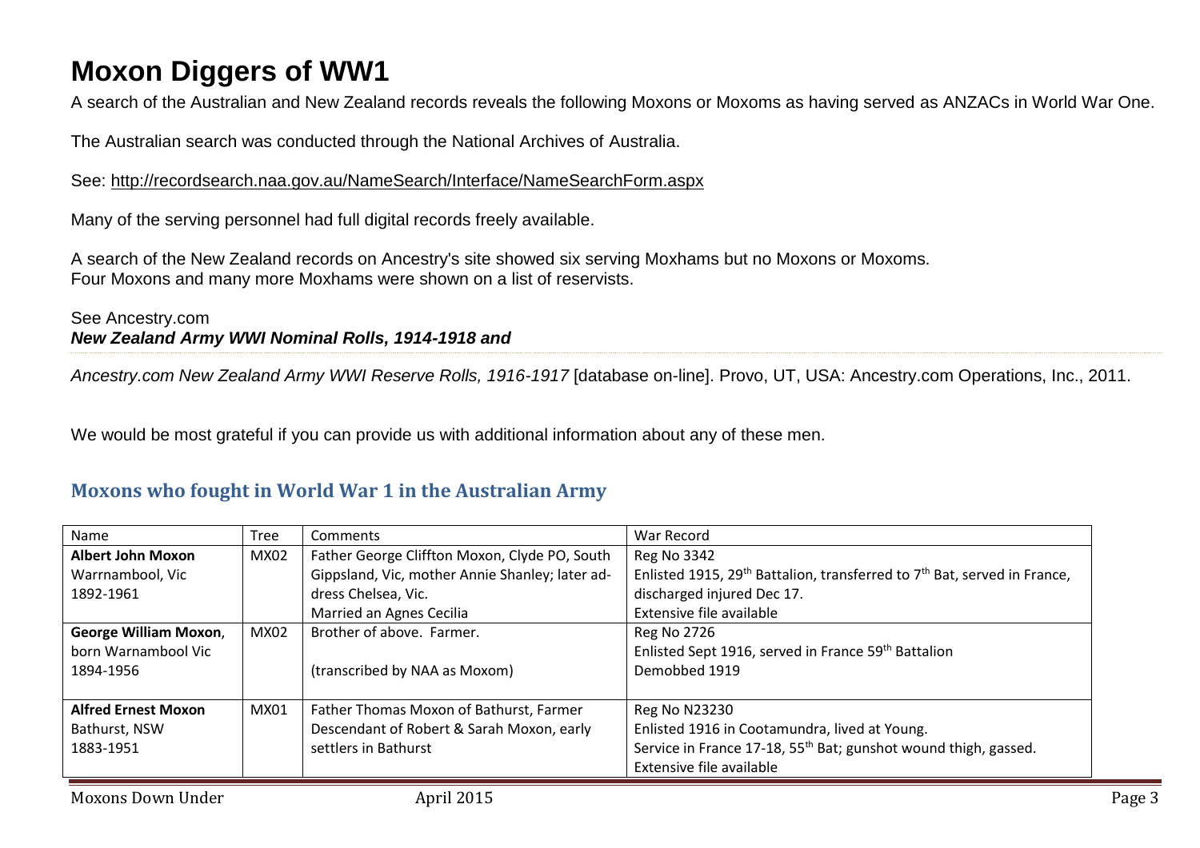# Moxon Diggers of WW1

A search of the Australian and New Zealand records reveals the following Moxons or Moxoms as having served as ANZACs in World War One.

The Australian search was conducted through the National Archives of Australia.

See: http://recordsearch.naa.gov.au/NameSearch/Interface/NameSearchForm.aspx

Many of the serving personnel had full digital records freely available.

A search of the New Zealand records on Ancestry's site showed six serving Moxhams but no Moxons or Moxoms.
Four Moxons and many more Moxhams were shown on a list of reservists.

See Ancestry.com
***New Zealand Army WWI Nominal Rolls, 1914-1918 and***

*Ancestry.com New Zealand Army WWI Reserve Rolls, 1916-1917* [database on-line]. Provo, UT, USA: Ancestry.com Operations, Inc., 2011.

We would be most grateful if you can provide us with additional information about any of these men.

## Moxons who fought in World War 1 in the Australian Army

| Name | Tree | Comments | War Record |
|---|---|---|---|
| **Albert John Moxon** Warrnambool, Vic 1892-1961 | MX02 | Father George Cliffton Moxon, Clyde PO, South Gippsland, Vic, mother Annie Shanley; later address Chelsea, Vic. Married an Agnes Cecilia | Reg No 3342 Enlisted 1915, 29th Battalion, transferred to 7th Bat, served in France, discharged injured Dec 17. Extensive file available |
| **George William Moxon**, born Warnambool Vic 1894-1956 | MX02 | Brother of above. Farmer. (transcribed by NAA as Moxom) | Reg No 2726 Enlisted Sept 1916, served in France 59th Battalion Demobbed 1919 |
| **Alfred Ernest Moxon** Bathurst, NSW 1883-1951 | MX01 | Father Thomas Moxon of Bathurst, Farmer Descendant of Robert & Sarah Moxon, early settlers in Bathurst | Reg No N23230 Enlisted 1916 in Cootamundra, lived at Young. Service in France 17-18, 55th Bat; gunshot wound thigh, gassed. Extensive file available |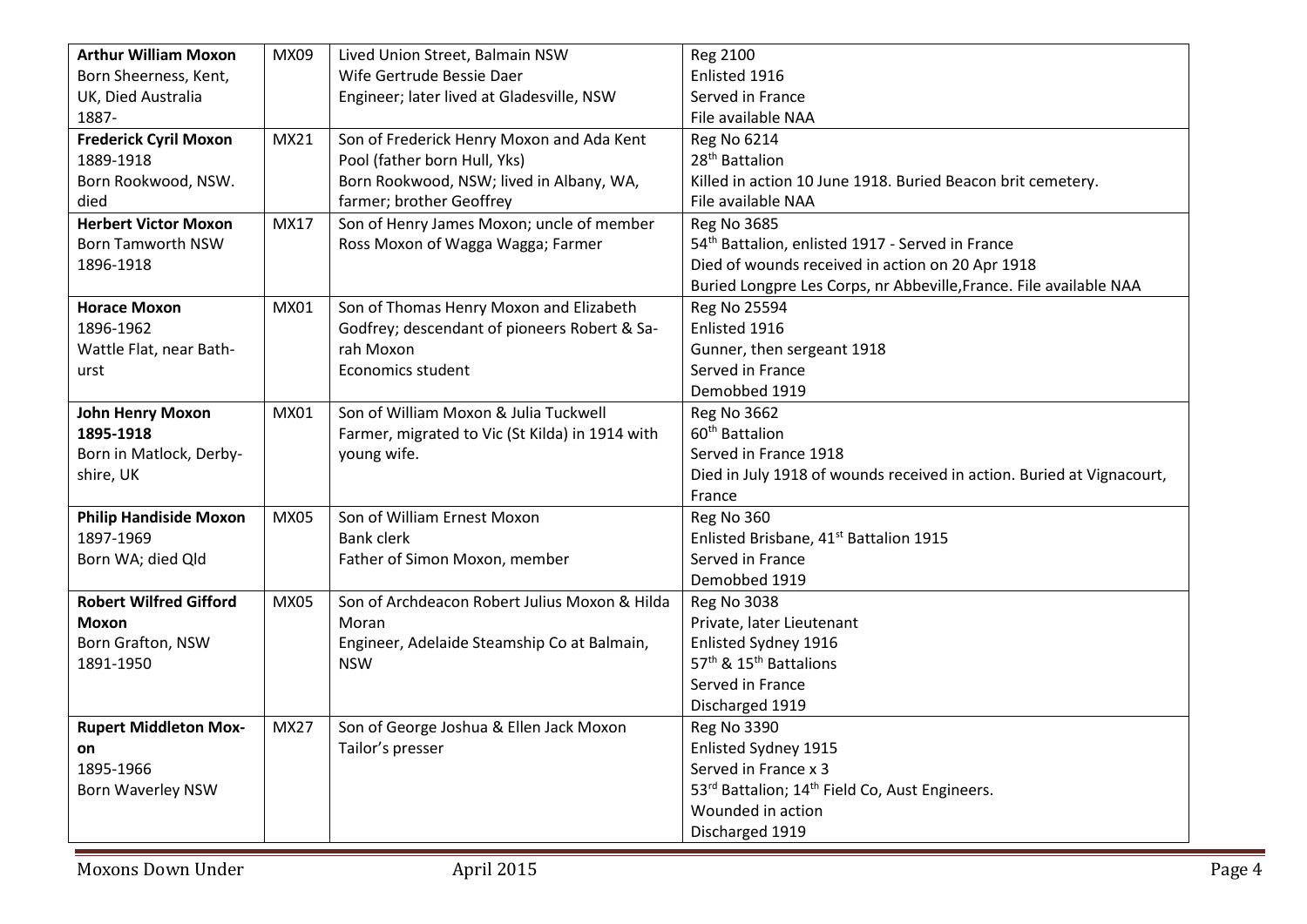| **Arthur William Moxon** Born Sheerness, Kent, UK, Died Australia 1887- | MX09 | Lived Union Street, Balmain NSW<br>Wife Gertrude Bessie Daer<br>Engineer; later lived at Gladesville, NSW | Reg 2100<br>Enlisted 1916<br>Served in France<br>File available NAA |
|---|---|---|---|
| **Frederick Cyril Moxon** 1889-1918 Born Rookwood, NSW. died | MX21 | Son of Frederick Henry Moxon and Ada Kent Pool (father born Hull, Yks)<br>Born Rookwood, NSW; lived in Albany, WA, farmer; brother Geoffrey | Reg No 6214<br>28th Battalion<br>Killed in action 10 June 1918. Buried Beacon brit cemetery.<br>File available NAA |
| **Herbert Victor Moxon** Born Tamworth NSW 1896-1918 | MX17 | Son of Henry James Moxon; uncle of member Ross Moxon of Wagga Wagga; Farmer | Reg No 3685<br>54th Battalion, enlisted 1917 - Served in France<br>Died of wounds received in action on 20 Apr 1918<br>Buried Longpre Les Corps, nr Abbeville,France. File available NAA |
| **Horace Moxon** 1896-1962 Wattle Flat, near Bathurst | MX01 | Son of Thomas Henry Moxon and Elizabeth Godfrey; descendant of pioneers Robert & Sarah Moxon<br>Economics student | Reg No 25594<br>Enlisted 1916<br>Gunner, then sergeant 1918<br>Served in France<br>Demobbed 1919 |
| **John Henry Moxon 1895-1918** Born in Matlock, Derbyshire, UK | MX01 | Son of William Moxon & Julia Tuckwell<br>Farmer, migrated to Vic (St Kilda) in 1914 with young wife. | Reg No 3662<br>60th Battalion<br>Served in France 1918<br>Died in July 1918 of wounds received in action. Buried at Vignacourt, France |
| **Philip Handiside Moxon** 1897-1969 Born WA; died Qld | MX05 | Son of William Ernest Moxon<br>Bank clerk<br>Father of Simon Moxon, member | Reg No 360<br>Enlisted Brisbane, 41st Battalion 1915<br>Served in France<br>Demobbed 1919 |
| **Robert Wilfred Gifford Moxon** Born Grafton, NSW 1891-1950 | MX05 | Son of Archdeacon Robert Julius Moxon & Hilda Moran<br>Engineer, Adelaide Steamship Co at Balmain, NSW | Reg No 3038<br>Private, later Lieutenant<br>Enlisted Sydney 1916<br>57th & 15th Battalions<br>Served in France<br>Discharged 1919 |
| **Rupert Middleton Moxon** 1895-1966 Born Waverley NSW | MX27 | Son of George Joshua & Ellen Jack Moxon<br>Tailor's presser | Reg No 3390<br>Enlisted Sydney 1915<br>Served in France x 3<br>53rd Battalion; 14th Field Co, Aust Engineers.<br>Wounded in action<br>Discharged 1919 |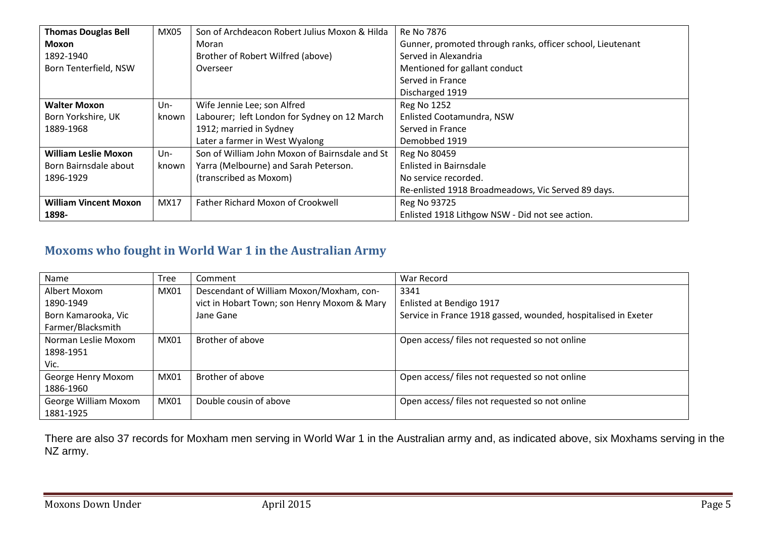| | | | |
|---|---|---|---|
| **Thomas Douglas Bell Moxon**<br>1892-1940<br>Born Tenterfield, NSW | MX05 | Son of Archdeacon Robert Julius Moxon & Hilda Moran<br>Brother of Robert Wilfred (above)<br>Overseer | Re No 7876<br>Gunner, promoted through ranks, officer school, Lieutenant<br>Served in Alexandria<br>Mentioned for gallant conduct<br>Served in France<br>Discharged 1919 |
| **Walter Moxon**<br>Born Yorkshire, UK<br>1889-1968 | Un-known | Wife Jennie Lee; son Alfred<br>Labourer; left London for Sydney on 12 March 1912; married in Sydney<br>Later a farmer in West Wyalong | Reg No 1252<br>Enlisted Cootamundra, NSW<br>Served in France<br>Demobbed 1919 |
| **William Leslie Moxon**<br>Born Bairnsdale about<br>1896-1929 | Un-known | Son of William John Moxon of Bairnsdale and St Yarra (Melbourne) and Sarah Peterson.<br>(transcribed as Moxom) | Reg No 80459<br>Enlisted in Bairnsdale<br>No service recorded.<br>Re-enlisted 1918 Broadmeadows, Vic Served 89 days. |
| **William Vincent Moxon**<br>**1898-** | MX17 | Father Richard Moxon of Crookwell | Reg No 93725<br>Enlisted 1918 Lithgow NSW - Did not see action. |

## Moxoms who fought in World War 1 in the Australian Army

| Name | Tree | Comment | War Record |
|---|---|---|---|
| Albert Moxom<br>1890-1949<br>Born Kamarooka, Vic<br>Farmer/Blacksmith | MX01 | Descendant of William Moxon/Moxham, con-vict in Hobart Town; son Henry Moxom & Mary Jane Gane | 3341<br>Enlisted at Bendigo 1917<br>Service in France 1918 gassed, wounded, hospitalised in Exeter |
| Norman Leslie Moxom<br>1898-1951<br>Vic. | MX01 | Brother of above | Open access/ files not requested so not online |
| George Henry Moxom<br>1886-1960 | MX01 | Brother of above | Open access/ files not requested so not online |
| George William Moxom<br>1881-1925 | MX01 | Double cousin of above | Open access/ files not requested so not online |

There are also 37 records for Moxham men serving in World War 1 in the Australian army and, as indicated above, six Moxhams serving in the NZ army.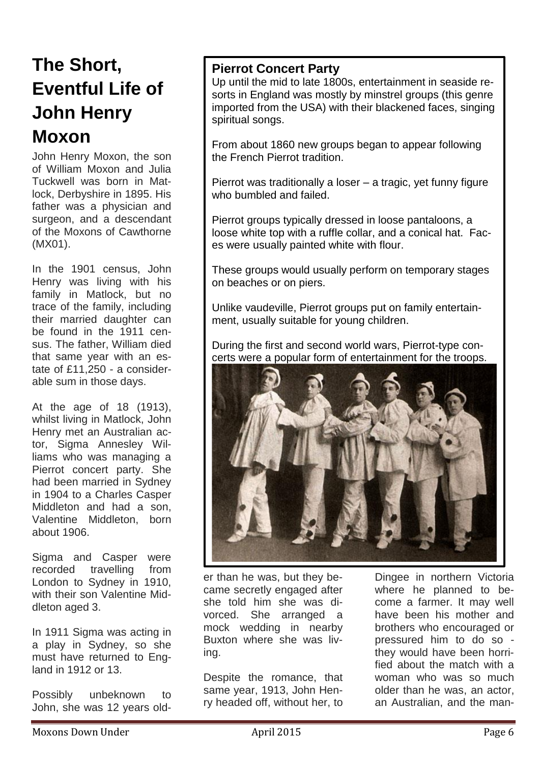# The Short, Eventful Life of John Henry Moxon

John Henry Moxon, the son of William Moxon and Julia Tuckwell was born in Matlock, Derbyshire in 1895. His father was a physician and surgeon, and a descendant of the Moxons of Cawthorne (MX01).

In the 1901 census, John Henry was living with his family in Matlock, but no trace of the family, including their married daughter can be found in the 1911 census. The father, William died that same year with an estate of £11,250 - a considerable sum in those days.

At the age of 18 (1913), whilst living in Matlock, John Henry met an Australian actor, Sigma Annesley Williams who was managing a Pierrot concert party. She had been married in Sydney in 1904 to a Charles Casper Middleton and had a son, Valentine Middleton, born about 1906.

Sigma and Casper were recorded travelling from London to Sydney in 1910, with their son Valentine Middleton aged 3.

In 1911 Sigma was acting in a play in Sydney, so she must have returned to England in 1912 or 13.

Possibly unbeknown to John, she was 12 years older than he was, but they became secretly engaged after she told him she was divorced. She arranged a mock wedding in nearby Buxton where she was living.

Despite the romance, that same year, 1913, John Henry headed off, without her, to Dingee in northern Victoria where he planned to become a farmer. It may well have been his mother and brothers who encouraged or pressured him to do so - they would have been horrified about the match with a woman who was so much older than he was, an actor, an Australian, and the man-

## Pierrot Concert Party

Up until the mid to late 1800s, entertainment in seaside resorts in England was mostly by minstrel groups (this genre imported from the USA) with their blackened faces, singing spiritual songs.

From about 1860 new groups began to appear following the French Pierrot tradition.

Pierrot was traditionally a loser – a tragic, yet funny figure who bumbled and failed.

Pierrot groups typically dressed in loose pantaloons, a loose white top with a ruffle collar, and a conical hat. Faces were usually painted white with flour.

These groups would usually perform on temporary stages on beaches or on piers.

Unlike vaudeville, Pierrot groups put on family entertainment, usually suitable for young children.

During the first and second world wars, Pierrot-type concerts were a popular form of entertainment for the troops.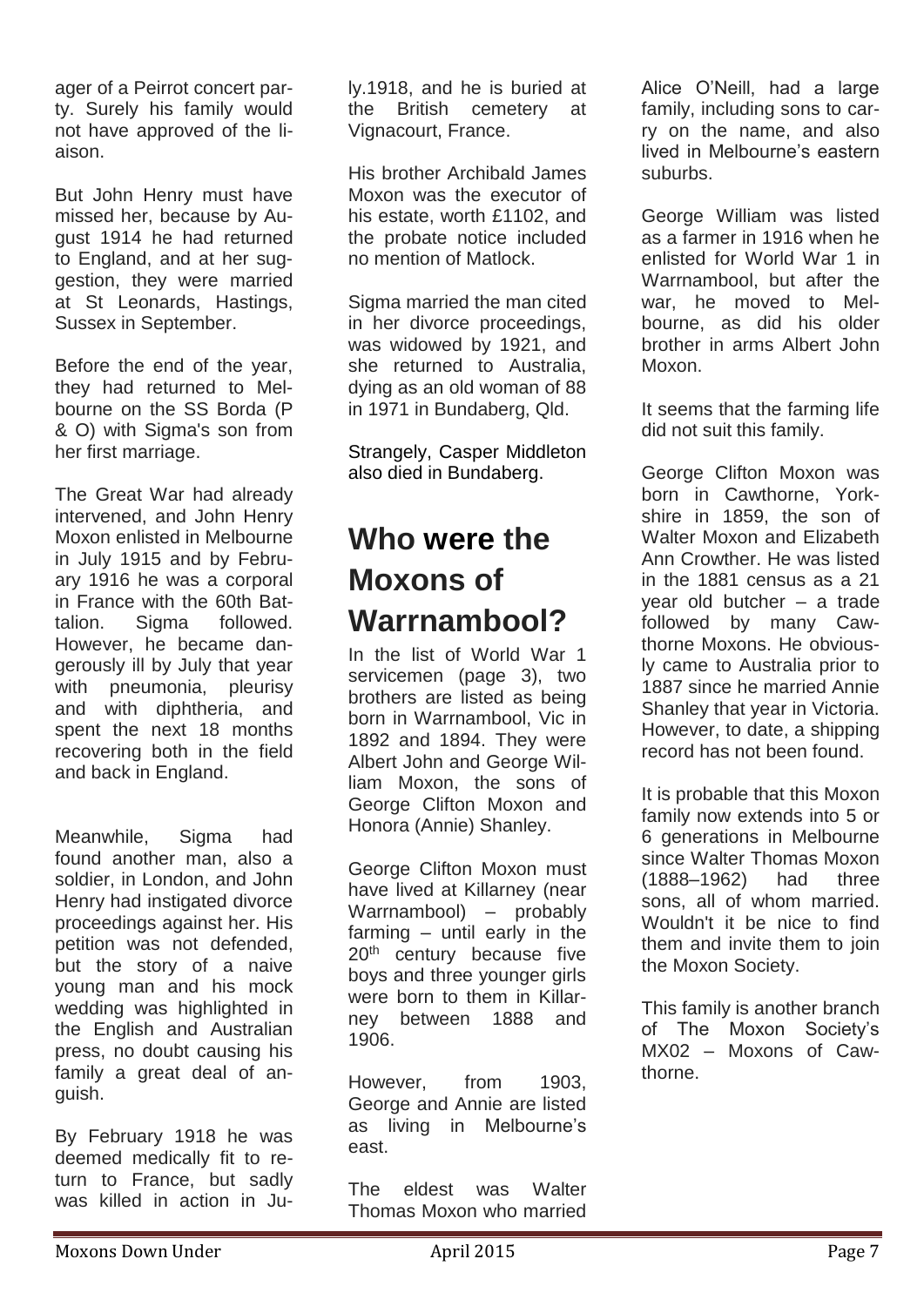ager of a Peirrot concert party. Surely his family would not have approved of the liaison.

But John Henry must have missed her, because by August 1914 he had returned to England, and at her suggestion, they were married at St Leonards, Hastings, Sussex in September.

Before the end of the year, they had returned to Melbourne on the SS Borda (P & O) with Sigma's son from her first marriage.

The Great War had already intervened, and John Henry Moxon enlisted in Melbourne in July 1915 and by February 1916 he was a corporal in France with the 60th Battalion. Sigma followed. However, he became dangerously ill by July that year with pneumonia, pleurisy and with diphtheria, and spent the next 18 months recovering both in the field and back in England.

Meanwhile, Sigma had found another man, also a soldier, in London, and John Henry had instigated divorce proceedings against her. His petition was not defended, but the story of a naive young man and his mock wedding was highlighted in the English and Australian press, no doubt causing his family a great deal of anguish.

By February 1918 he was deemed medically fit to return to France, but sadly was killed in action in July.1918, and he is buried at the British cemetery at Vignacourt, France.

His brother Archibald James Moxon was the executor of his estate, worth £1102, and the probate notice included no mention of Matlock.

Sigma married the man cited in her divorce proceedings, was widowed by 1921, and she returned to Australia, dying as an old woman of 88 in 1971 in Bundaberg, Qld.

Strangely, Casper Middleton also died in Bundaberg.

# Who were the Moxons of Warrnambool?

In the list of World War 1 servicemen (page 3), two brothers are listed as being born in Warrnambool, Vic in 1892 and 1894. They were Albert John and George William Moxon, the sons of George Clifton Moxon and Honora (Annie) Shanley.

George Clifton Moxon must have lived at Killarney (near Warrnambool) – probably farming – until early in the 20th century because five boys and three younger girls were born to them in Killarney between 1888 and 1906.

However, from 1903, George and Annie are listed as living in Melbourne's east.

The eldest was Walter Thomas Moxon who married Alice O'Neill, had a large family, including sons to carry on the name, and also lived in Melbourne's eastern suburbs.

George William was listed as a farmer in 1916 when he enlisted for World War 1 in Warrnambool, but after the war, he moved to Melbourne, as did his older brother in arms Albert John Moxon.

It seems that the farming life did not suit this family.

George Clifton Moxon was born in Cawthorne, Yorkshire in 1859, the son of Walter Moxon and Elizabeth Ann Crowther. He was listed in the 1881 census as a 21 year old butcher – a trade followed by many Cawthorne Moxons. He obviously came to Australia prior to 1887 since he married Annie Shanley that year in Victoria. However, to date, a shipping record has not been found.

It is probable that this Moxon family now extends into 5 or 6 generations in Melbourne since Walter Thomas Moxon (1888–1962) had three sons, all of whom married. Wouldn't it be nice to find them and invite them to join the Moxon Society.

This family is another branch of The Moxon Society's MX02 – Moxons of Cawthorne.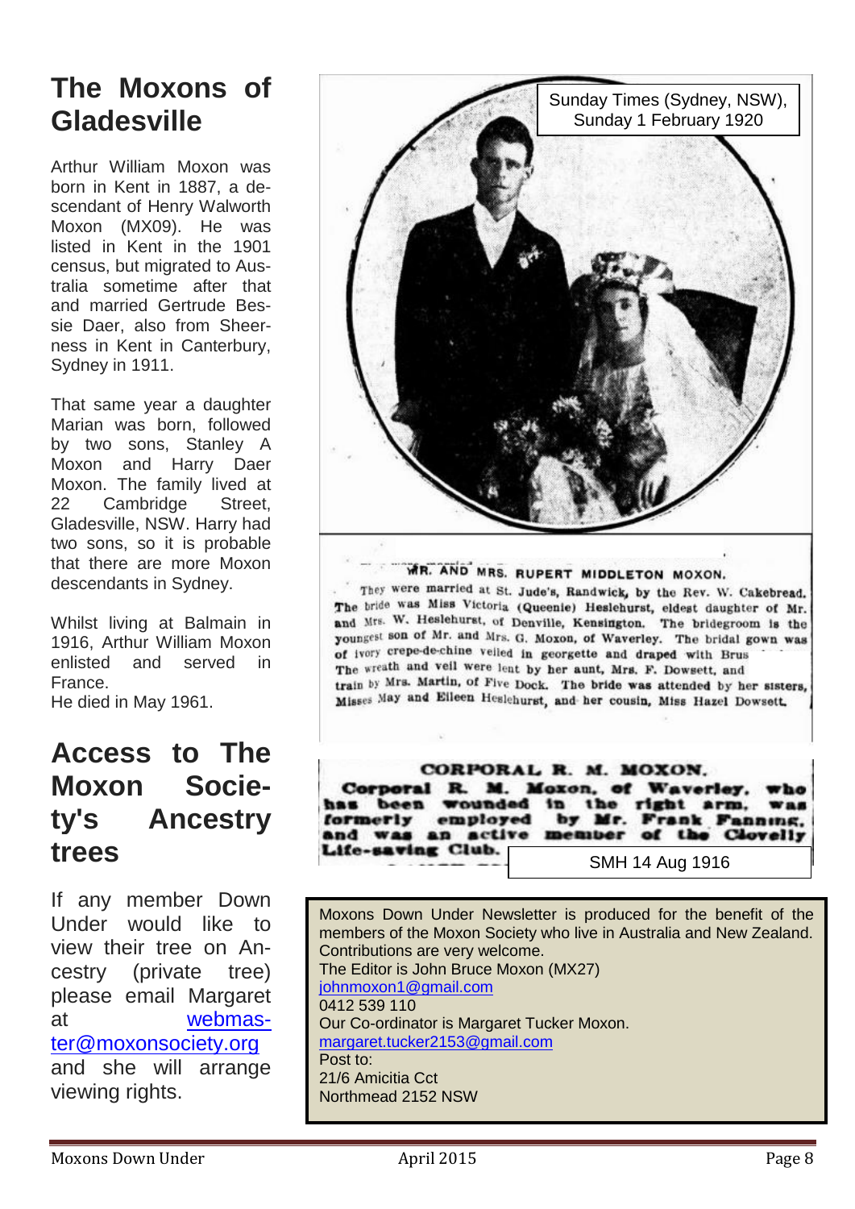# The Moxons of Gladesville

Arthur William Moxon was born in Kent in 1887, a descendant of Henry Walworth Moxon (MX09). He was listed in Kent in the 1901 census, but migrated to Australia sometime after that and married Gertrude Bessie Daer, also from Sheerness in Kent in Canterbury, Sydney in 1911.

That same year a daughter Marian was born, followed by two sons, Stanley A Moxon and Harry Daer Moxon. The family lived at 22 Cambridge Street, Gladesville, NSW. Harry had two sons, so it is probable that there are more Moxon descendants in Sydney.

Whilst living at Balmain in 1916, Arthur William Moxon enlisted and served in France.
He died in May 1961.

# Access to The Moxon Society's Ancestry trees

If any member Down Under would like to view their tree on Ancestry (private tree) please email Margaret at webmaster@moxonsociety.org and she will arrange viewing rights.

Sunday Times (Sydney, NSW), Sunday 1 February 1920

**MR. AND MRS. RUPERT MIDDLETON MOXON.**

They were married at St. Jude's, Randwick, by the Rev. W. Cakebread. The bride was Miss Victoria (Queenie) Heslehurst, eldest daughter of Mr. and Mrs. W. Heslehurst, of Denville, Kensington. The bridegroom is the youngest son of Mr. and Mrs. G. Moxon, of Waverley. The bridal gown was of ivory crepe-de-chine veiled in georgette and draped with Brus... The wreath and veil were lent by her aunt, Mrs. F. Dowsett, and train by Mrs. Martin, of Five Dock. The bride was attended by her sisters, Misses May and Eileen Heslehurst, and her cousin, Miss Hazel Dowsett.

**CORPORAL R. M. MOXON.**

Corporal R. M. Moxon, of Waverley, who has been wounded in the right arm, was formerly employed by Mr. Frank Fanning, and was an active member of the Clovelly Life-saving Club.

SMH 14 Aug 1916

Moxons Down Under Newsletter is produced for the benefit of the members of the Moxon Society who live in Australia and New Zealand. Contributions are very welcome.
The Editor is John Bruce Moxon (MX27)
johnmoxon1@gmail.com
0412 539 110
Our Co-ordinator is Margaret Tucker Moxon.
margaret.tucker2153@gmail.com
Post to:
21/6 Amicitia Cct
Northmead 2152 NSW